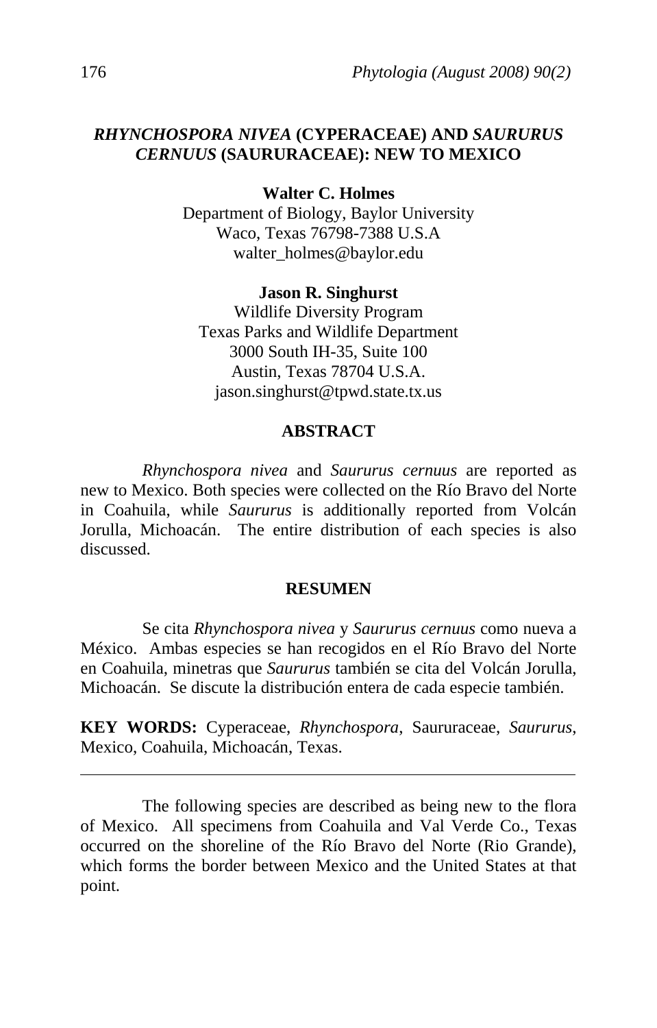# *RHYNCHOSPORA NIVEA* (CYPERACEAE) AND *SAURURUS CERNUUS* (SAURURACEAE): NEW TO MEXICO

**Walter C. Holmes**
Department of Biology, Baylor University
Waco, Texas 76798-7388 U.S.A
walter_holmes@baylor.edu

**Jason R. Singhurst**
Wildlife Diversity Program
Texas Parks and Wildlife Department
3000 South IH-35, Suite 100
Austin, Texas 78704 U.S.A.
jason.singhurst@tpwd.state.tx.us

## ABSTRACT

*Rhynchospora nivea* and *Saururus cernuus* are reported as new to Mexico. Both species were collected on the Río Bravo del Norte in Coahuila, while *Saururus* is additionally reported from Volcán Jorulla, Michoacán. The entire distribution of each species is also discussed.

## RESUMEN

Se cita *Rhynchospora nivea* y *Saururus cernuus* como nueva a México. Ambas especies se han recogidos en el Río Bravo del Norte en Coahuila, minetras que *Saururus* también se cita del Volcán Jorulla, Michoacán. Se discute la distribución entera de cada especie también.

**KEY WORDS:** Cyperaceae, *Rhynchospora*, Saururaceae, *Saururus*, Mexico, Coahuila, Michoacán, Texas.

---

The following species are described as being new to the flora of Mexico. All specimens from Coahuila and Val Verde Co., Texas occurred on the shoreline of the Río Bravo del Norte (Rio Grande), which forms the border between Mexico and the United States at that point.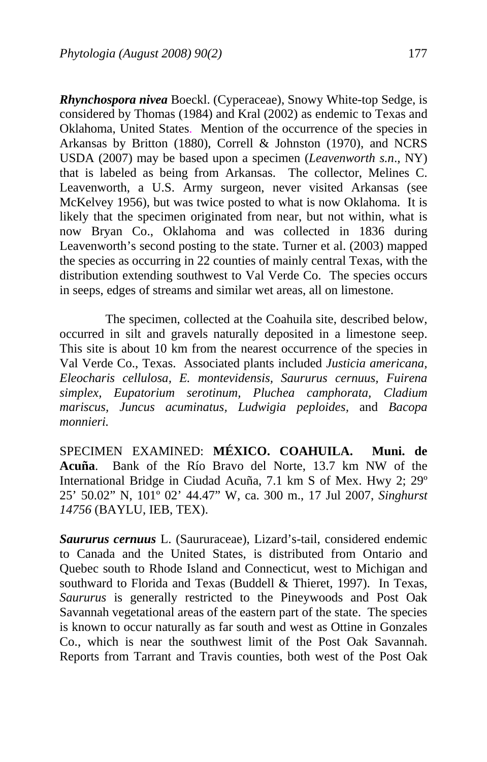***Rhynchospora nivea*** Boeckl. (Cyperaceae), Snowy White-top Sedge, is considered by Thomas (1984) and Kral (2002) as endemic to Texas and Oklahoma, United States. Mention of the occurrence of the species in Arkansas by Britton (1880), Correll & Johnston (1970), and NCRS USDA (2007) may be based upon a specimen (*Leavenworth s.n*., NY) that is labeled as being from Arkansas. The collector, Melines C. Leavenworth, a U.S. Army surgeon, never visited Arkansas (see McKelvey 1956), but was twice posted to what is now Oklahoma. It is likely that the specimen originated from near, but not within, what is now Bryan Co., Oklahoma and was collected in 1836 during Leavenworth's second posting to the state. Turner et al. (2003) mapped the species as occurring in 22 counties of mainly central Texas, with the distribution extending southwest to Val Verde Co. The species occurs in seeps, edges of streams and similar wet areas, all on limestone.

The specimen, collected at the Coahuila site, described below, occurred in silt and gravels naturally deposited in a limestone seep. This site is about 10 km from the nearest occurrence of the species in Val Verde Co., Texas. Associated plants included *Justicia americana, Eleocharis cellulosa, E. montevidensis, Saururus cernuus, Fuirena simplex, Eupatorium serotinum, Pluchea camphorata, Cladium mariscus, Juncus acuminatus, Ludwigia peploides*, and *Bacopa monnieri.*

SPECIMEN EXAMINED: **MÉXICO. COAHUILA. Muni. de Acuña**. Bank of the Río Bravo del Norte, 13.7 km NW of the International Bridge in Ciudad Acuña, 7.1 km S of Mex. Hwy 2; 29º 25' 50.02" N, 101º 02' 44.47" W, ca. 300 m., 17 Jul 2007, *Singhurst 14756* (BAYLU, IEB, TEX).

***Saururus cernuus*** L. (Saururaceae), Lizard's-tail, considered endemic to Canada and the United States, is distributed from Ontario and Quebec south to Rhode Island and Connecticut, west to Michigan and southward to Florida and Texas (Buddell & Thieret, 1997). In Texas, *Saururus* is generally restricted to the Pineywoods and Post Oak Savannah vegetational areas of the eastern part of the state. The species is known to occur naturally as far south and west as Ottine in Gonzales Co., which is near the southwest limit of the Post Oak Savannah. Reports from Tarrant and Travis counties, both west of the Post Oak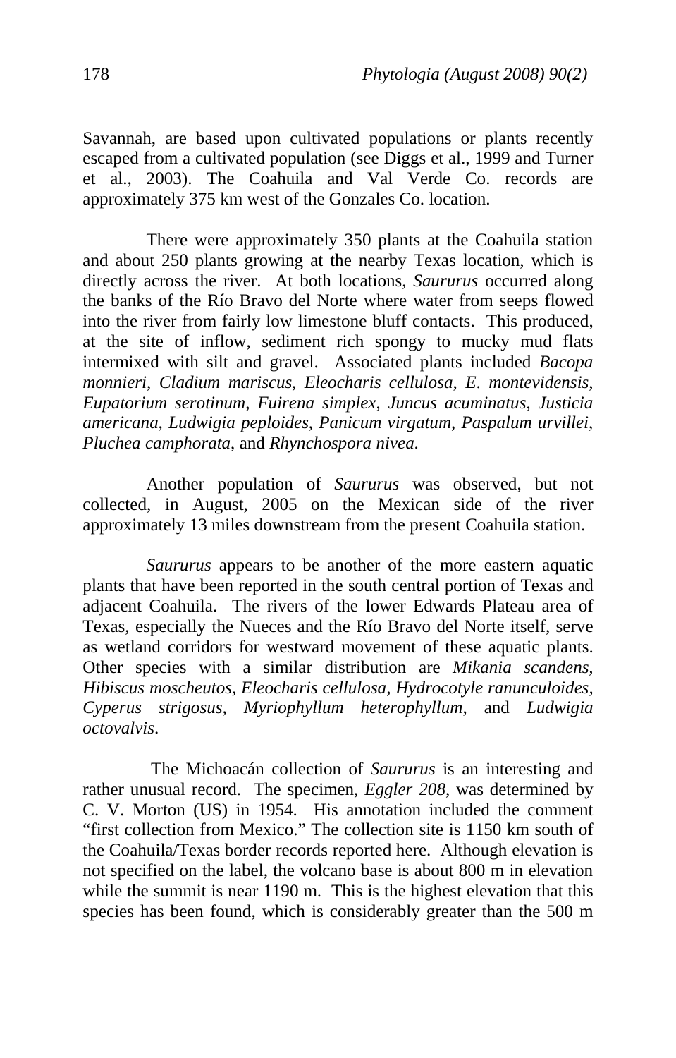Savannah, are based upon cultivated populations or plants recently escaped from a cultivated population (see Diggs et al., 1999 and Turner et al., 2003). The Coahuila and Val Verde Co. records are approximately 375 km west of the Gonzales Co. location.

There were approximately 350 plants at the Coahuila station and about 250 plants growing at the nearby Texas location, which is directly across the river. At both locations, *Saururus* occurred along the banks of the Río Bravo del Norte where water from seeps flowed into the river from fairly low limestone bluff contacts. This produced, at the site of inflow, sediment rich spongy to mucky mud flats intermixed with silt and gravel. Associated plants included *Bacopa monnieri*, *Cladium mariscus*, *Eleocharis cellulosa*, *E. montevidensis*, *Eupatorium serotinum*, *Fuirena simplex*, *Juncus acuminatus*, *Justicia americana*, *Ludwigia peploides*, *Panicum virgatum*, *Paspalum urvillei*, *Pluchea camphorata*, and *Rhynchospora nivea*.

Another population of *Saururus* was observed, but not collected, in August, 2005 on the Mexican side of the river approximately 13 miles downstream from the present Coahuila station.

*Saururus* appears to be another of the more eastern aquatic plants that have been reported in the south central portion of Texas and adjacent Coahuila. The rivers of the lower Edwards Plateau area of Texas, especially the Nueces and the Río Bravo del Norte itself, serve as wetland corridors for westward movement of these aquatic plants. Other species with a similar distribution are *Mikania scandens, Hibiscus moscheutos, Eleocharis cellulosa, Hydrocotyle ranunculoides, Cyperus strigosus, Myriophyllum heterophyllum*, and *Ludwigia octovalvis*.

The Michoacán collection of *Saururus* is an interesting and rather unusual record. The specimen, *Eggler 208*, was determined by C. V. Morton (US) in 1954. His annotation included the comment "first collection from Mexico." The collection site is 1150 km south of the Coahuila/Texas border records reported here. Although elevation is not specified on the label, the volcano base is about 800 m in elevation while the summit is near 1190 m. This is the highest elevation that this species has been found, which is considerably greater than the 500 m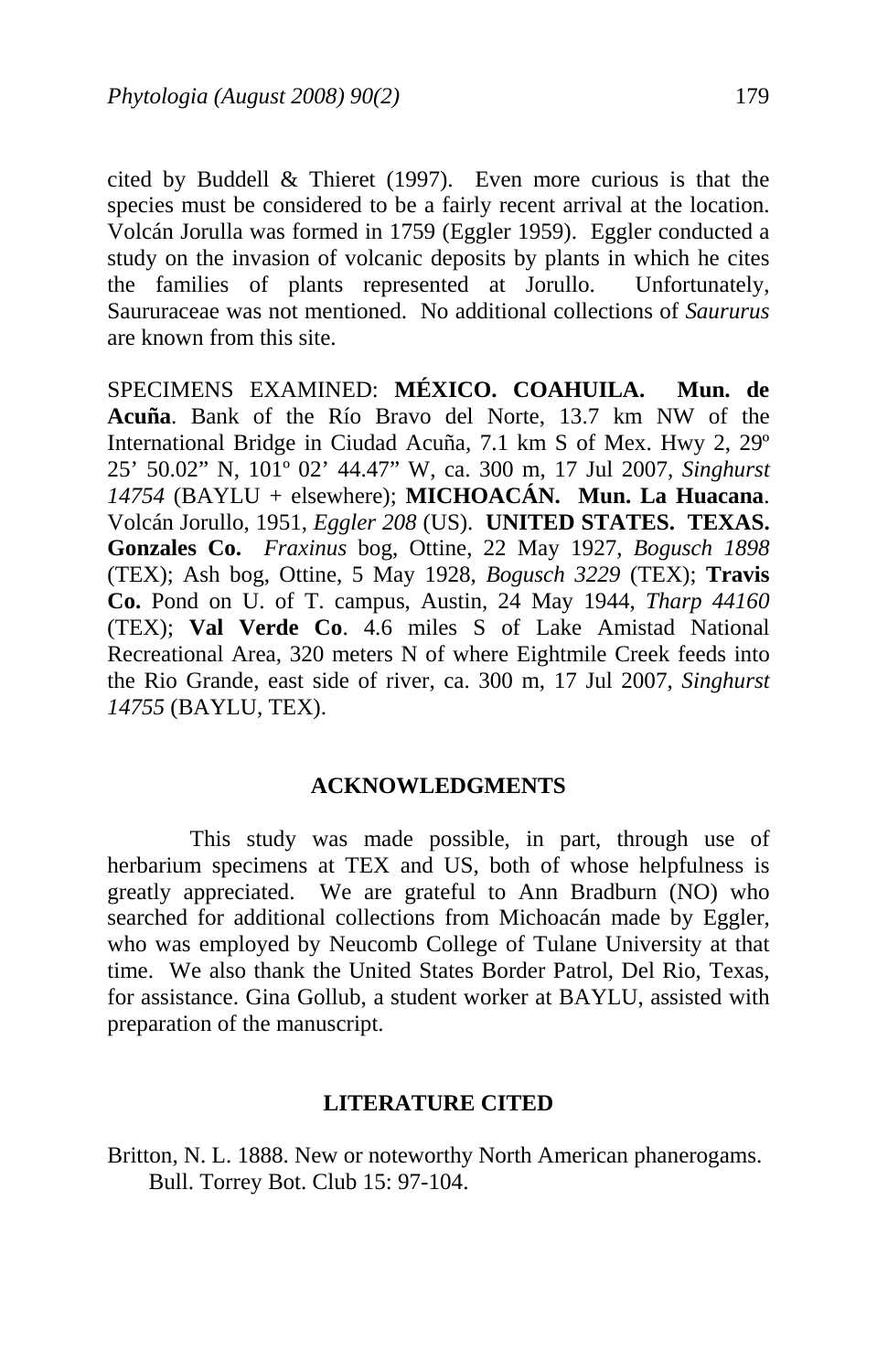cited by Buddell & Thieret (1997). Even more curious is that the species must be considered to be a fairly recent arrival at the location. Volcán Jorulla was formed in 1759 (Eggler 1959). Eggler conducted a study on the invasion of volcanic deposits by plants in which he cites the families of plants represented at Jorullo. Unfortunately, Saururaceae was not mentioned. No additional collections of *Saururus* are known from this site.

SPECIMENS EXAMINED: **MÉXICO. COAHUILA. Mun. de Acuña**. Bank of the Río Bravo del Norte, 13.7 km NW of the International Bridge in Ciudad Acuña, 7.1 km S of Mex. Hwy 2, 29º 25' 50.02" N, 101º 02' 44.47" W, ca. 300 m, 17 Jul 2007, *Singhurst 14754* (BAYLU + elsewhere); **MICHOACÁN. Mun. La Huacana**. Volcán Jorullo, 1951, *Eggler 208* (US). **UNITED STATES. TEXAS. Gonzales Co.** *Fraxinus* bog, Ottine, 22 May 1927, *Bogusch 1898* (TEX); Ash bog, Ottine, 5 May 1928, *Bogusch 3229* (TEX); **Travis Co.** Pond on U. of T. campus, Austin, 24 May 1944, *Tharp 44160* (TEX); **Val Verde Co**. 4.6 miles S of Lake Amistad National Recreational Area, 320 meters N of where Eightmile Creek feeds into the Rio Grande, east side of river, ca. 300 m, 17 Jul 2007, *Singhurst 14755* (BAYLU, TEX).

## ACKNOWLEDGMENTS

This study was made possible, in part, through use of herbarium specimens at TEX and US, both of whose helpfulness is greatly appreciated. We are grateful to Ann Bradburn (NO) who searched for additional collections from Michoacán made by Eggler, who was employed by Neucomb College of Tulane University at that time. We also thank the United States Border Patrol, Del Rio, Texas, for assistance. Gina Gollub, a student worker at BAYLU, assisted with preparation of the manuscript.

## LITERATURE CITED

Britton, N. L. 1888. New or noteworthy North American phanerogams. Bull. Torrey Bot. Club 15: 97-104.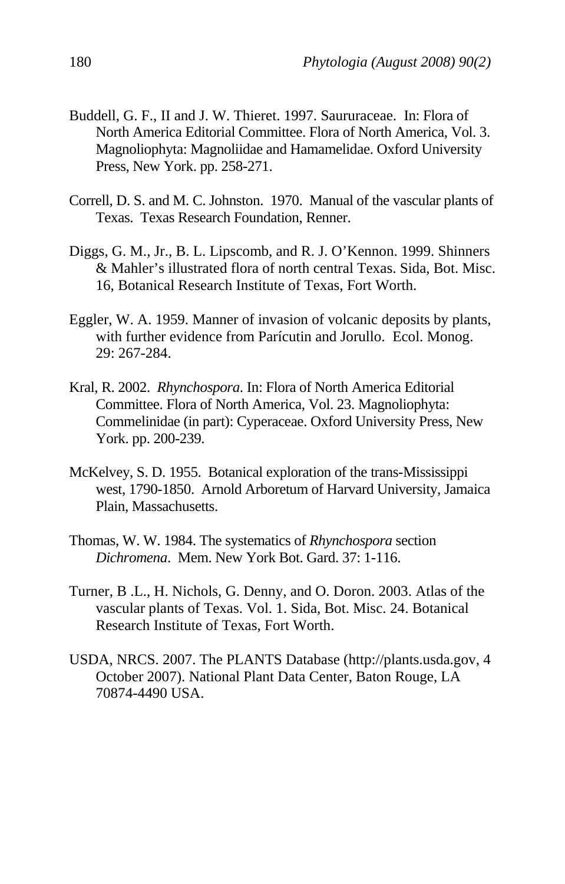Buddell, G. F., II and J. W. Thieret. 1997. Saururaceae. In: Flora of North America Editorial Committee. Flora of North America, Vol. 3. Magnoliophyta: Magnoliidae and Hamamelidae. Oxford University Press, New York. pp. 258-271.

Correll, D. S. and M. C. Johnston. 1970. Manual of the vascular plants of Texas. Texas Research Foundation, Renner.

Diggs, G. M., Jr., B. L. Lipscomb, and R. J. O'Kennon. 1999. Shinners & Mahler's illustrated flora of north central Texas. Sida, Bot. Misc. 16, Botanical Research Institute of Texas, Fort Worth.

Eggler, W. A. 1959. Manner of invasion of volcanic deposits by plants, with further evidence from Parícutin and Jorullo. Ecol. Monog. 29: 267-284.

Kral, R. 2002. *Rhynchospora*. In: Flora of North America Editorial Committee. Flora of North America, Vol. 23. Magnoliophyta: Commelinidae (in part): Cyperaceae. Oxford University Press, New York. pp. 200-239.

McKelvey, S. D. 1955. Botanical exploration of the trans-Mississippi west, 1790-1850. Arnold Arboretum of Harvard University, Jamaica Plain, Massachusetts.

Thomas, W. W. 1984. The systematics of *Rhynchospora* section *Dichromena*. Mem. New York Bot. Gard. 37: 1-116.

Turner, B .L., H. Nichols, G. Denny, and O. Doron. 2003. Atlas of the vascular plants of Texas. Vol. 1. Sida, Bot. Misc. 24. Botanical Research Institute of Texas, Fort Worth.

USDA, NRCS. 2007. The PLANTS Database (http://plants.usda.gov, 4 October 2007). National Plant Data Center, Baton Rouge, LA 70874-4490 USA.